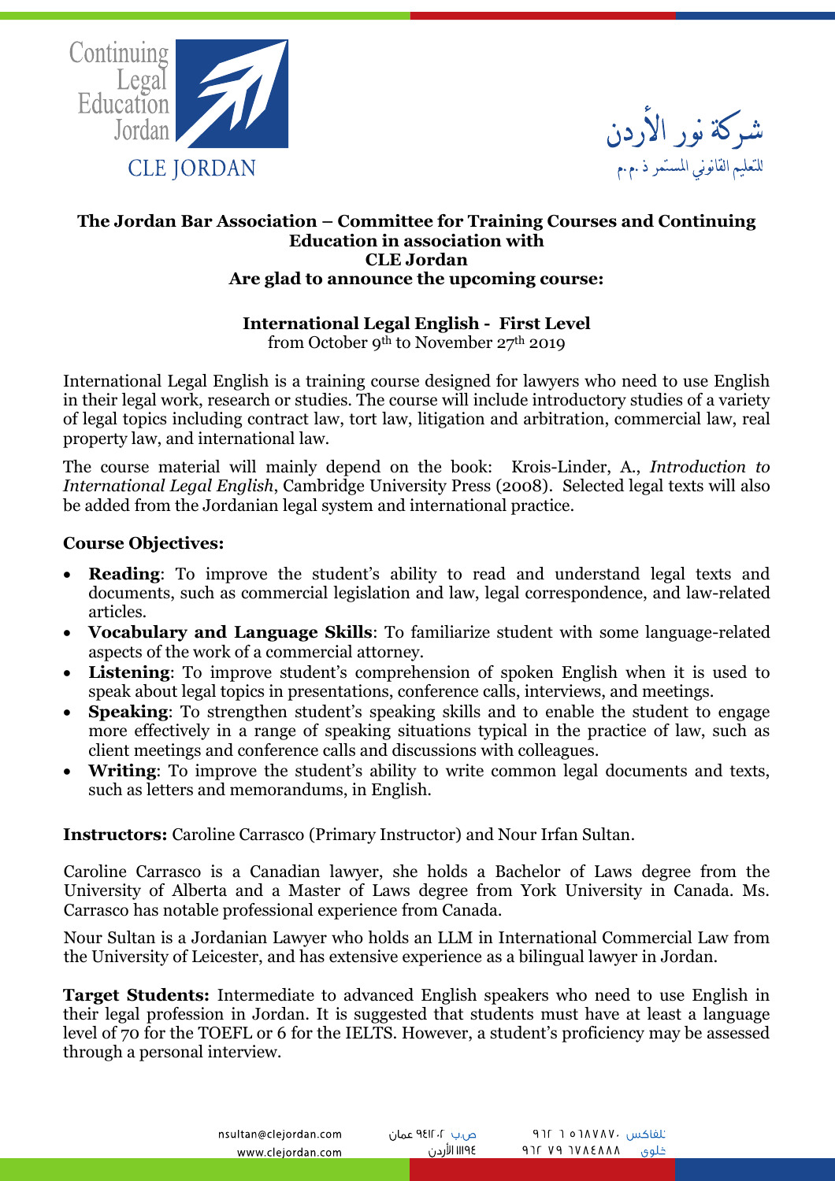Continuing Legal Education Jordan

CLE JORDAN

شركة نور الأردن
للتعليم القانوني المستمر ذ.م.م

**The Jordan Bar Association – Committee for Training Courses and Continuing Education in association with**
**CLE Jordan**
**Are glad to announce the upcoming course:**

**International Legal English - First Level**
from October 9th to November 27th 2019

International Legal English is a training course designed for lawyers who need to use English in their legal work, research or studies. The course will include introductory studies of a variety of legal topics including contract law, tort law, litigation and arbitration, commercial law, real property law, and international law.

The course material will mainly depend on the book: Krois-Linder, A., *Introduction to International Legal English*, Cambridge University Press (2008). Selected legal texts will also be added from the Jordanian legal system and international practice.

**Course Objectives:**

- **Reading**: To improve the student's ability to read and understand legal texts and documents, such as commercial legislation and law, legal correspondence, and law-related articles.
- **Vocabulary and Language Skills**: To familiarize student with some language-related aspects of the work of a commercial attorney.
- **Listening**: To improve student's comprehension of spoken English when it is used to speak about legal topics in presentations, conference calls, interviews, and meetings.
- **Speaking**: To strengthen student's speaking skills and to enable the student to engage more effectively in a range of speaking situations typical in the practice of law, such as client meetings and conference calls and discussions with colleagues.
- **Writing**: To improve the student's ability to write common legal documents and texts, such as letters and memorandums, in English.

**Instructors:** Caroline Carrasco (Primary Instructor) and Nour Irfan Sultan.

Caroline Carrasco is a Canadian lawyer, she holds a Bachelor of Laws degree from the University of Alberta and a Master of Laws degree from York University in Canada. Ms. Carrasco has notable professional experience from Canada.

Nour Sultan is a Jordanian Lawyer who holds an LLM in International Commercial Law from the University of Leicester, and has extensive experience as a bilingual lawyer in Jordan.

**Target Students:** Intermediate to advanced English speakers who need to use English in their legal profession in Jordan. It is suggested that students must have at least a language level of 70 for the TOEFL or 6 for the IELTS. However, a student's proficiency may be assessed through a personal interview.

nsultan@clejordan.com
www.clejordan.com

ص.ب ٩٤١٢٠٢ عمان
١١١٩٤ الأردن

تلفاكس ٩٦٢ ٦ ٥٦٨٧٨٧٠
خلوي ٩٦٢ ٧٩ ٦٧٨٤٨٨٨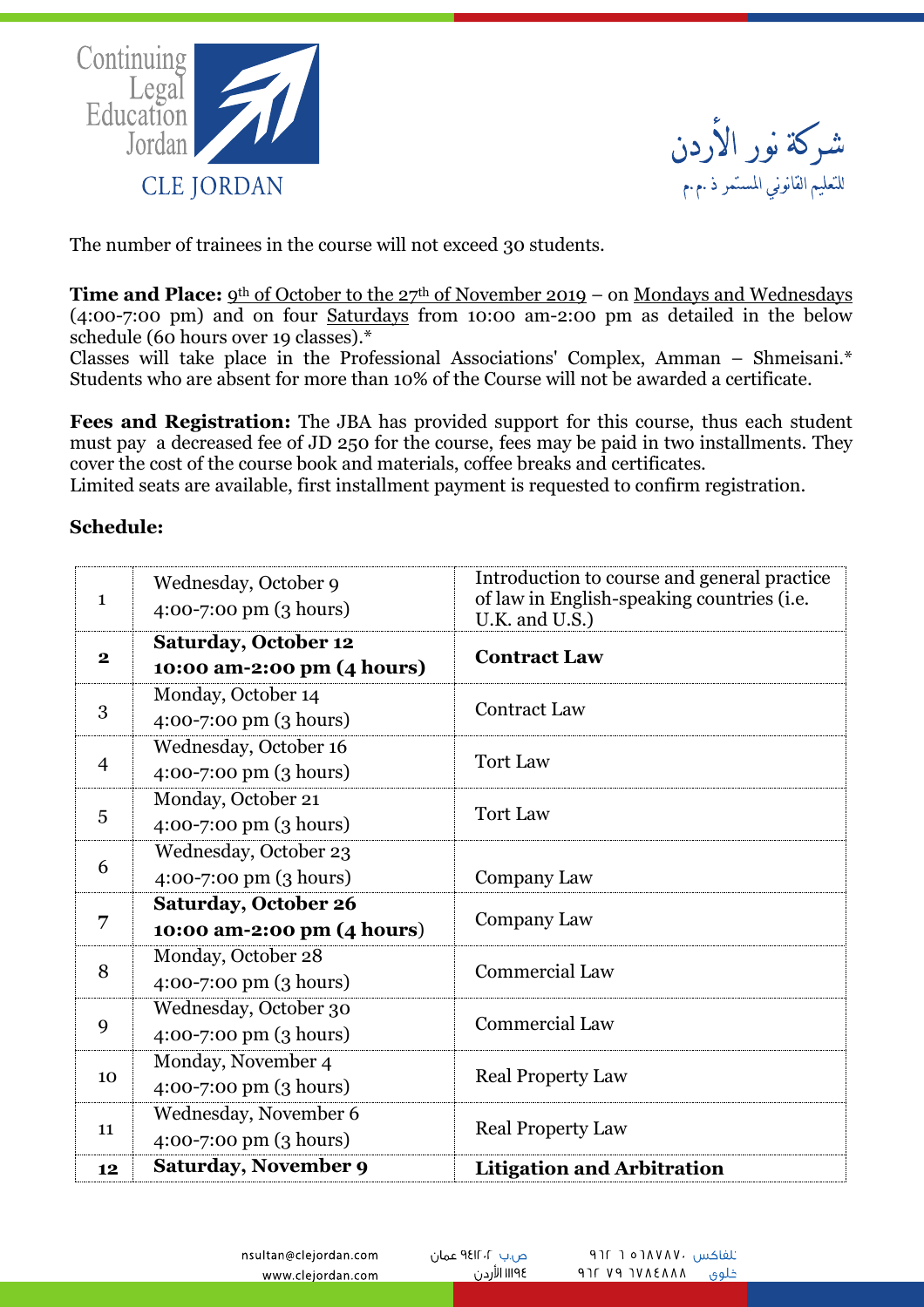The number of trainees in the course will not exceed 30 students.

**Time and Place:** 9th of October to the 27th of November 2019 – on Mondays and Wednesdays (4:00-7:00 pm) and on four Saturdays from 10:00 am-2:00 pm as detailed in the below schedule (60 hours over 19 classes).*
Classes will take place in the Professional Associations' Complex, Amman – Shmeisani.*
Students who are absent for more than 10% of the Course will not be awarded a certificate.

**Fees and Registration:** The JBA has provided support for this course, thus each student must pay a decreased fee of JD 250 for the course, fees may be paid in two installments. They cover the cost of the course book and materials, coffee breaks and certificates.
Limited seats are available, first installment payment is requested to confirm registration.

**Schedule:**

| | | |
|---|---|---|
| 1 | Wednesday, October 9<br>4:00-7:00 pm (3 hours) | Introduction to course and general practice of law in English-speaking countries (i.e. U.K. and U.S.) |
| **2** | **Saturday, October 12**<br>**10:00 am-2:00 pm (4 hours)** | **Contract Law** |
| 3 | Monday, October 14<br>4:00-7:00 pm (3 hours) | Contract Law |
| 4 | Wednesday, October 16<br>4:00-7:00 pm (3 hours) | Tort Law |
| 5 | Monday, October 21<br>4:00-7:00 pm (3 hours) | Tort Law |
| 6 | Wednesday, October 23<br>4:00-7:00 pm (3 hours) | Company Law |
| 7 | **Saturday, October 26**<br>**10:00 am-2:00 pm (4 hours)** | Company Law |
| 8 | Monday, October 28<br>4:00-7:00 pm (3 hours) | Commercial Law |
| 9 | Wednesday, October 30<br>4:00-7:00 pm (3 hours) | Commercial Law |
| 10 | Monday, November 4<br>4:00-7:00 pm (3 hours) | Real Property Law |
| 11 | Wednesday, November 6<br>4:00-7:00 pm (3 hours) | Real Property Law |
| **12** | **Saturday, November 9** | **Litigation and Arbitration** |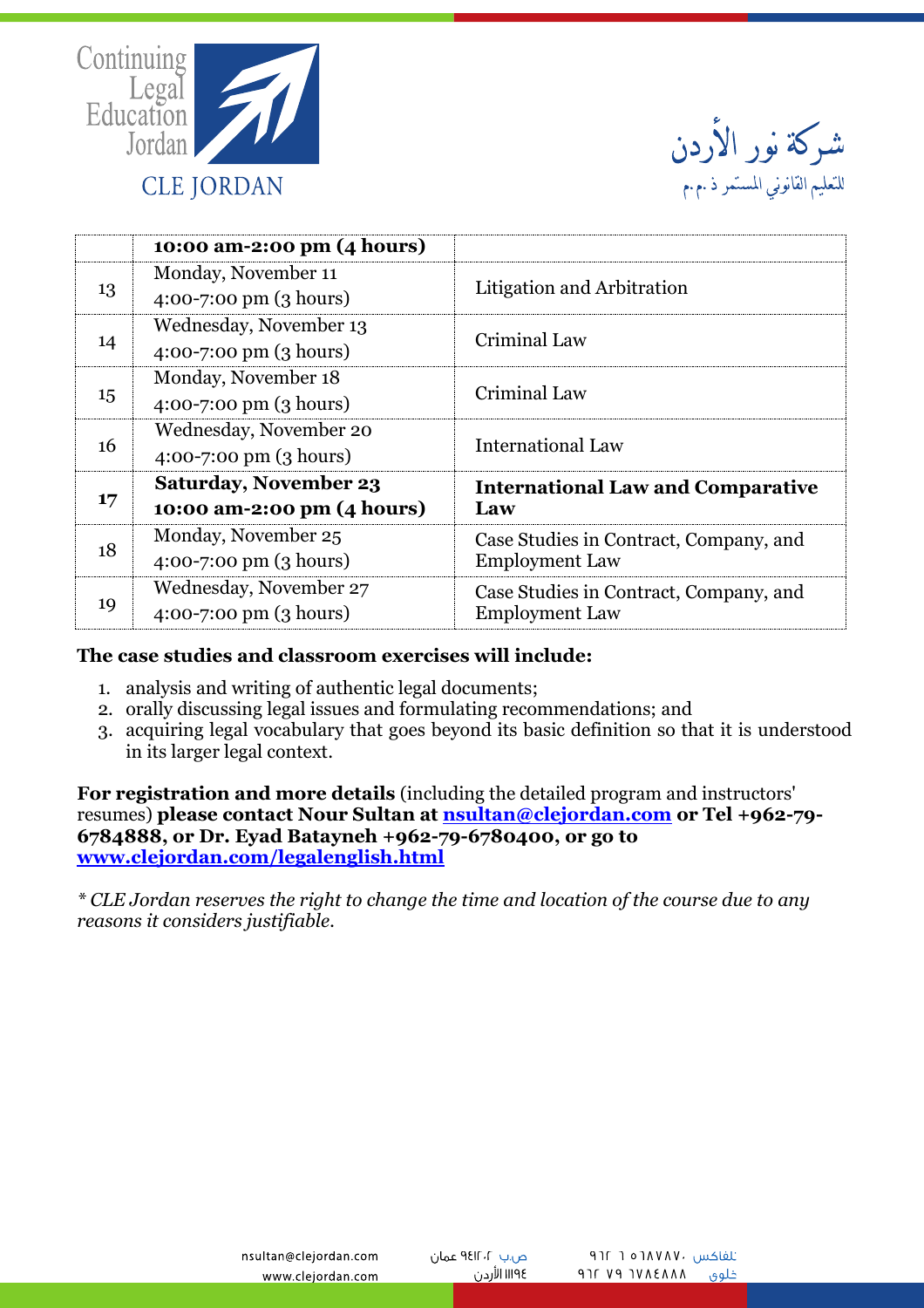| | | |
|---|---|---|
| | **10:00 am-2:00 pm (4 hours)** | |
| 13 | Monday, November 11<br>4:00-7:00 pm (3 hours) | Litigation and Arbitration |
| 14 | Wednesday, November 13<br>4:00-7:00 pm (3 hours) | Criminal Law |
| 15 | Monday, November 18<br>4:00-7:00 pm (3 hours) | Criminal Law |
| 16 | Wednesday, November 20<br>4:00-7:00 pm (3 hours) | International Law |
| **17** | **Saturday, November 23**<br>**10:00 am-2:00 pm (4 hours)** | **International Law and Comparative Law** |
| 18 | Monday, November 25<br>4:00-7:00 pm (3 hours) | Case Studies in Contract, Company, and Employment Law |
| 19 | Wednesday, November 27<br>4:00-7:00 pm (3 hours) | Case Studies in Contract, Company, and Employment Law |

**The case studies and classroom exercises will include:**

1. analysis and writing of authentic legal documents;
2. orally discussing legal issues and formulating recommendations; and
3. acquiring legal vocabulary that goes beyond its basic definition so that it is understood in its larger legal context.

**For registration and more details** (including the detailed program and instructors' resumes) **please contact Nour Sultan at [nsultan@clejordan.com](mailto:nsultan@clejordan.com) or Tel +962-79-6784888, or Dr. Eyad Batayneh +962-79-6780400, or go to [www.clejordan.com/legalenglish.html](http://www.clejordan.com/legalenglish.html)**

*\* CLE Jordan reserves the right to change the time and location of the course due to any reasons it considers justifiable.*